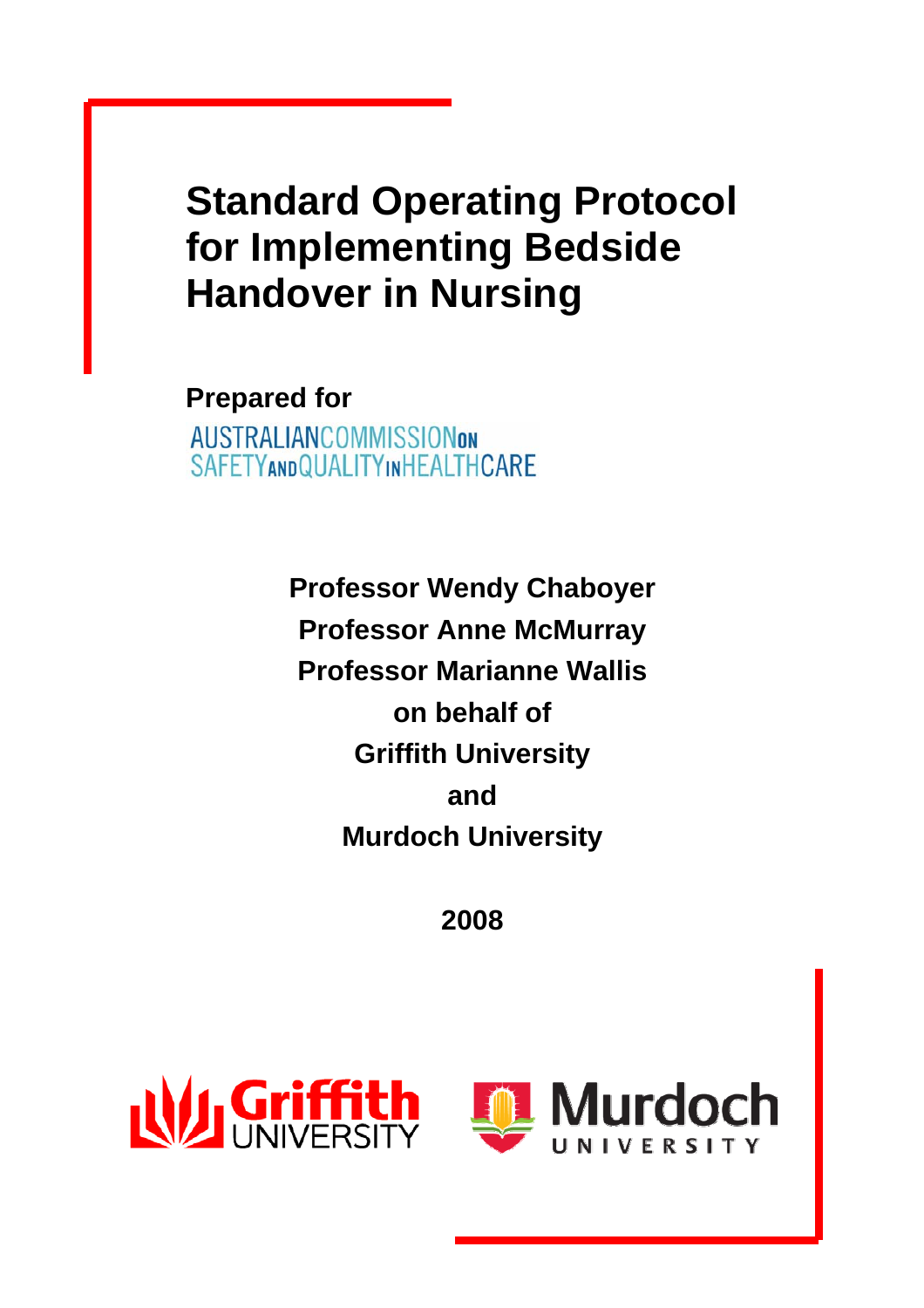# Standard Operating Protocol for Implementing Bedside Handover in Nursing

**Prepared for**

AUSTRALIAN COMMISSION ON SAFETY AND QUALITY IN HEALTH CARE

**Professor Wendy Chaboyer**
**Professor Anne McMurray**
**Professor Marianne Wallis**
**on behalf of**
**Griffith University**
**and**
**Murdoch University**

**2008**

Griffith UNIVERSITY

Murdoch UNIVERSITY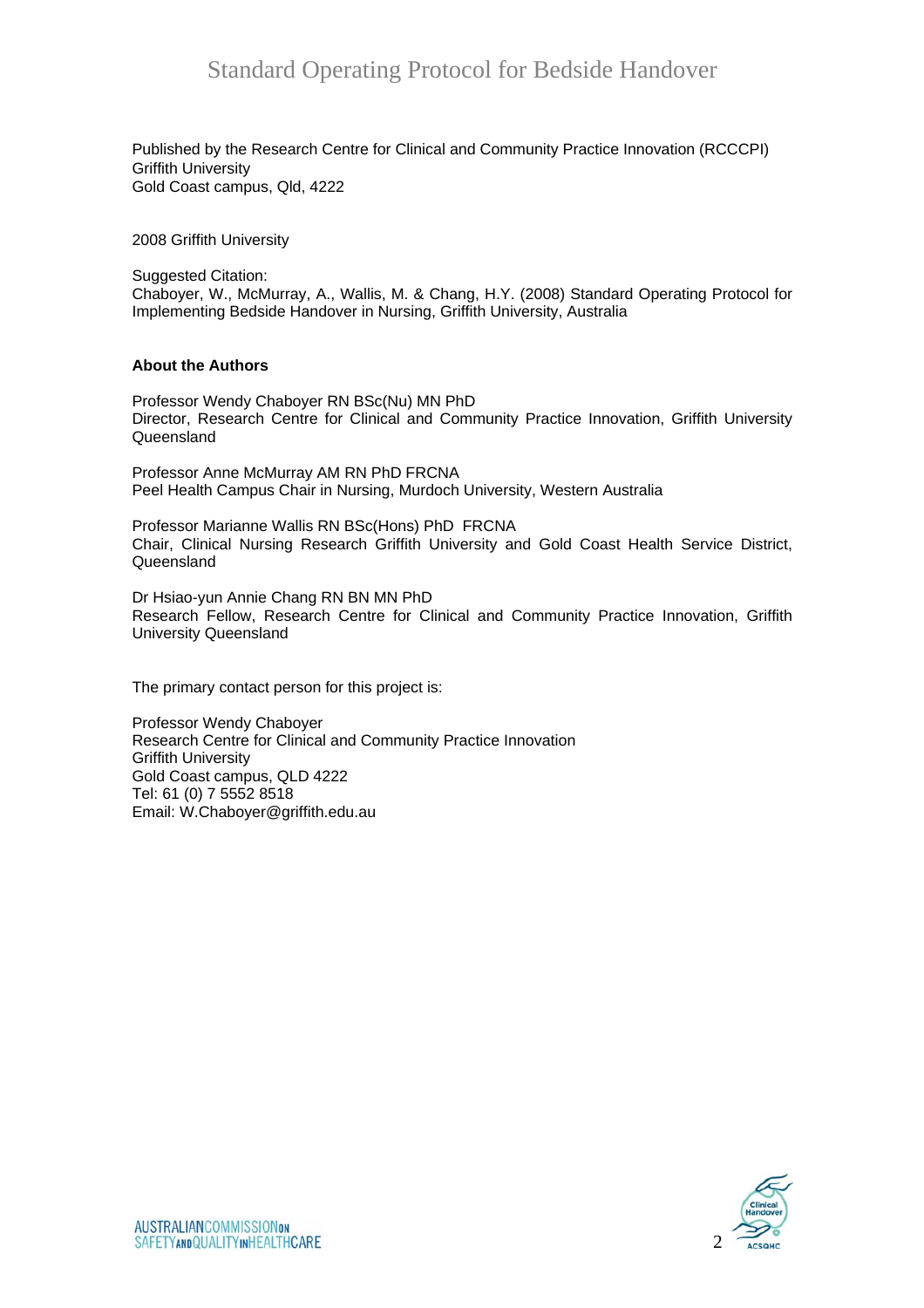Published by the Research Centre for Clinical and Community Practice Innovation (RCCCPI)
Griffith University
Gold Coast campus, Qld, 4222

2008 Griffith University

Suggested Citation:
Chaboyer, W., McMurray, A., Wallis, M. & Chang, H.Y. (2008) Standard Operating Protocol for Implementing Bedside Handover in Nursing, Griffith University, Australia

**About the Authors**

Professor Wendy Chaboyer RN BSc(Nu) MN PhD
Director, Research Centre for Clinical and Community Practice Innovation, Griffith University Queensland

Professor Anne McMurray AM RN PhD FRCNA
Peel Health Campus Chair in Nursing, Murdoch University, Western Australia

Professor Marianne Wallis RN BSc(Hons) PhD FRCNA
Chair, Clinical Nursing Research Griffith University and Gold Coast Health Service District, Queensland

Dr Hsiao-yun Annie Chang RN BN MN PhD
Research Fellow, Research Centre for Clinical and Community Practice Innovation, Griffith University Queensland

The primary contact person for this project is:

Professor Wendy Chaboyer
Research Centre for Clinical and Community Practice Innovation
Griffith University
Gold Coast campus, QLD 4222
Tel: 61 (0) 7 5552 8518
Email: W.Chaboyer@griffith.edu.au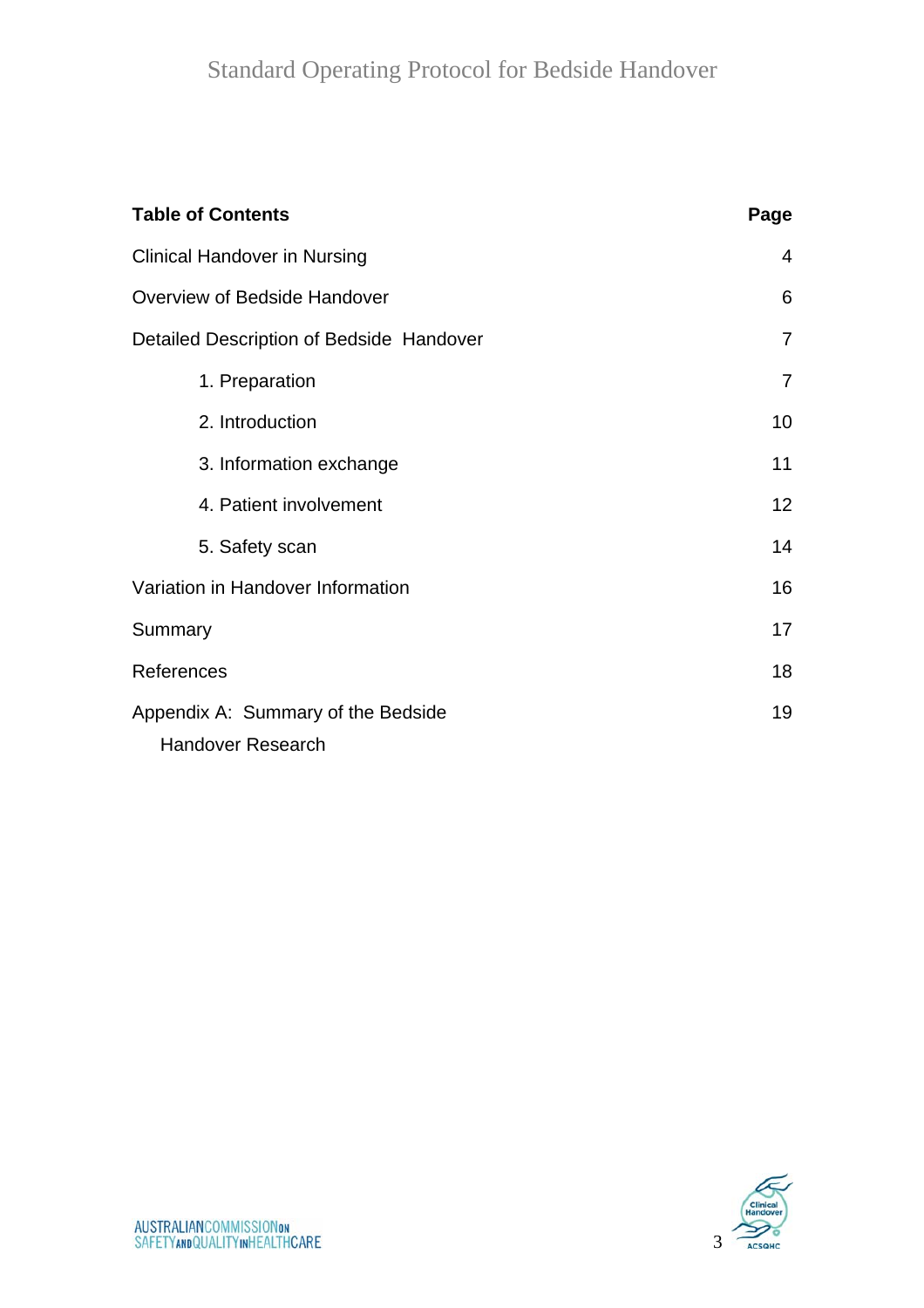| **Table of Contents** | **Page** |
| --- | --- |
| Clinical Handover in Nursing | 4 |
| Overview of Bedside Handover | 6 |
| Detailed Description of Bedside Handover | 7 |
| 1. Preparation | 7 |
| 2. Introduction | 10 |
| 3. Information exchange | 11 |
| 4. Patient involvement | 12 |
| 5. Safety scan | 14 |
| Variation in Handover Information | 16 |
| Summary | 17 |
| References | 18 |
| Appendix A: Summary of the Bedside Handover Research | 19 |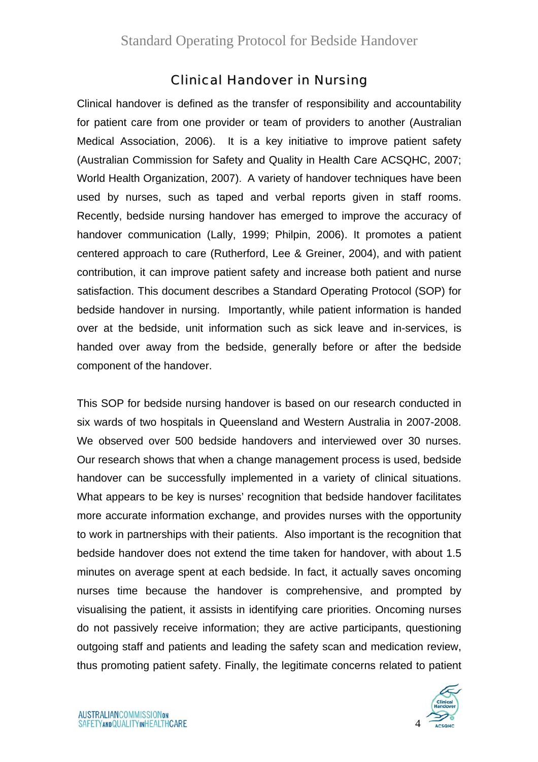## Clinical Handover in Nursing

Clinical handover is defined as the transfer of responsibility and accountability for patient care from one provider or team of providers to another (Australian Medical Association, 2006). It is a key initiative to improve patient safety (Australian Commission for Safety and Quality in Health Care ACSQHC, 2007; World Health Organization, 2007). A variety of handover techniques have been used by nurses, such as taped and verbal reports given in staff rooms. Recently, bedside nursing handover has emerged to improve the accuracy of handover communication (Lally, 1999; Philpin, 2006). It promotes a patient centered approach to care (Rutherford, Lee & Greiner, 2004), and with patient contribution, it can improve patient safety and increase both patient and nurse satisfaction. This document describes a Standard Operating Protocol (SOP) for bedside handover in nursing. Importantly, while patient information is handed over at the bedside, unit information such as sick leave and in-services, is handed over away from the bedside, generally before or after the bedside component of the handover.

This SOP for bedside nursing handover is based on our research conducted in six wards of two hospitals in Queensland and Western Australia in 2007-2008. We observed over 500 bedside handovers and interviewed over 30 nurses. Our research shows that when a change management process is used, bedside handover can be successfully implemented in a variety of clinical situations. What appears to be key is nurses' recognition that bedside handover facilitates more accurate information exchange, and provides nurses with the opportunity to work in partnerships with their patients. Also important is the recognition that bedside handover does not extend the time taken for handover, with about 1.5 minutes on average spent at each bedside. In fact, it actually saves oncoming nurses time because the handover is comprehensive, and prompted by visualising the patient, it assists in identifying care priorities. Oncoming nurses do not passively receive information; they are active participants, questioning outgoing staff and patients and leading the safety scan and medication review, thus promoting patient safety. Finally, the legitimate concerns related to patient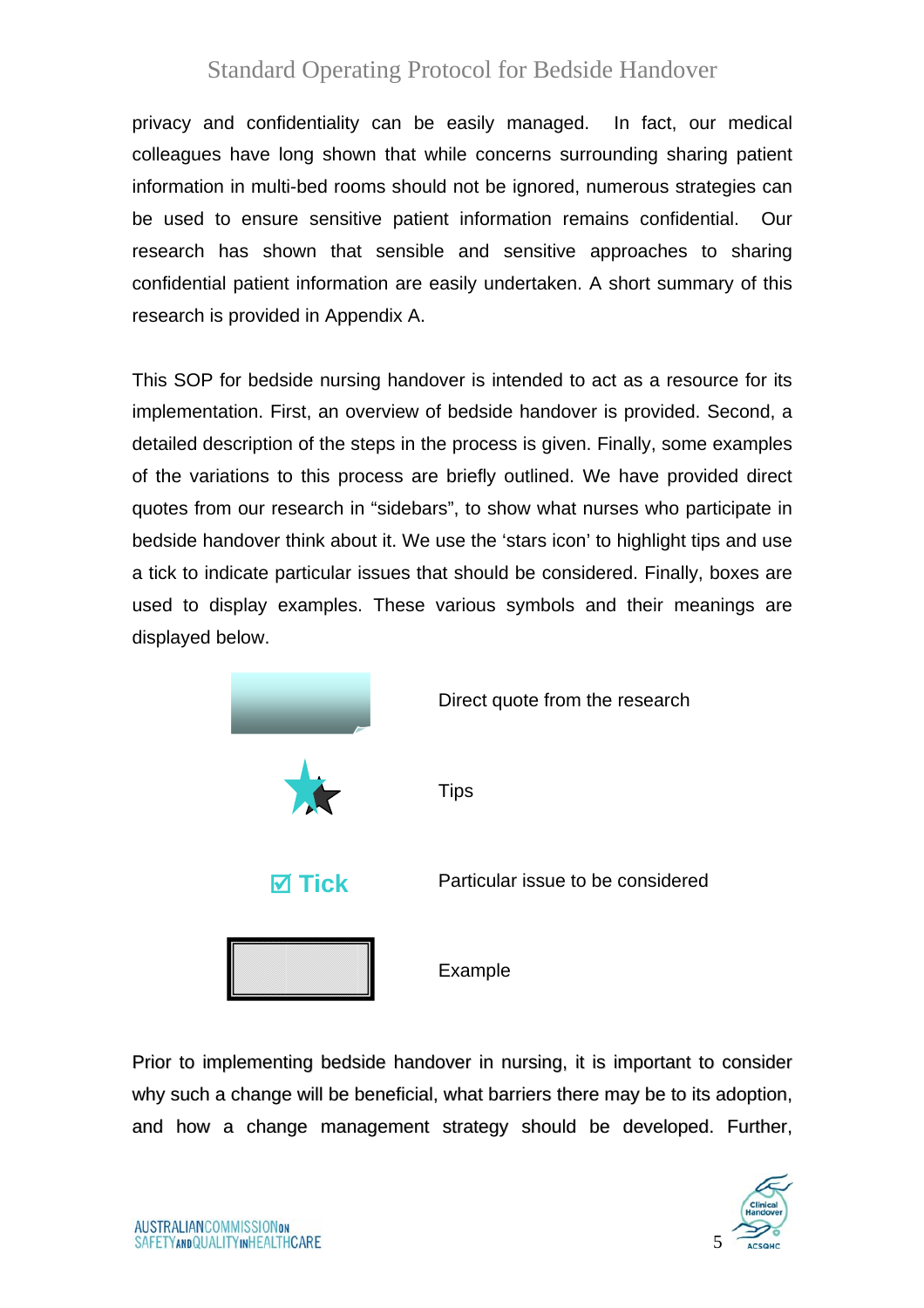privacy and confidentiality can be easily managed. In fact, our medical colleagues have long shown that while concerns surrounding sharing patient information in multi-bed rooms should not be ignored, numerous strategies can be used to ensure sensitive patient information remains confidential. Our research has shown that sensible and sensitive approaches to sharing confidential patient information are easily undertaken. A short summary of this research is provided in Appendix A.

This SOP for bedside nursing handover is intended to act as a resource for its implementation. First, an overview of bedside handover is provided. Second, a detailed description of the steps in the process is given. Finally, some examples of the variations to this process are briefly outlined. We have provided direct quotes from our research in “sidebars”, to show what nurses who participate in bedside handover think about it. We use the ‘stars icon’ to highlight tips and use a tick to indicate particular issues that should be considered. Finally, boxes are used to display examples. These various symbols and their meanings are displayed below.

| Symbol | Meaning |
| --- | --- |
| (sidebar) | Direct quote from the research |
| (stars icon) | Tips |
| ☑ Tick | Particular issue to be considered |
| (box) | Example |

Prior to implementing bedside handover in nursing, it is important to consider why such a change will be beneficial, what barriers there may be to its adoption, and how a change management strategy should be developed. Further,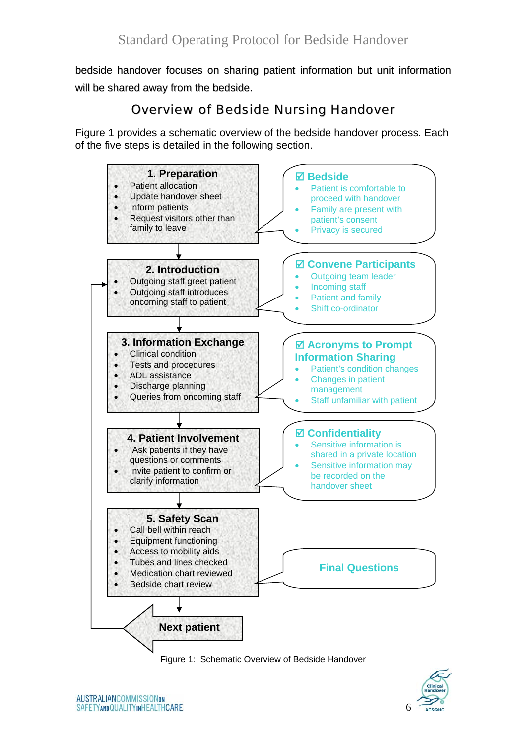bedside handover focuses on sharing patient information but unit information will be shared away from the bedside.

## Overview of Bedside Nursing Handover

Figure 1 provides a schematic overview of the bedside handover process. Each of the five steps is detailed in the following section.

**1. Preparation**

- Patient allocation
- Update handover sheet
- Inform patients
- Request visitors other than family to leave

**☑ Bedside**

- Patient is comfortable to proceed with handover
- Family are present with patient's consent
- Privacy is secured

**2. Introduction**

- Outgoing staff greet patient
- Outgoing staff introduces oncoming staff to patient

**☑ Convene Participants**

- Outgoing team leader
- Incoming staff
- Patient and family
- Shift co-ordinator

**3. Information Exchange**

- Clinical condition
- Tests and procedures
- ADL assistance
- Discharge planning
- Queries from oncoming staff

**☑ Acronyms to Prompt Information Sharing**

- Patient's condition changes
- Changes in patient management
- Staff unfamiliar with patient

**4. Patient Involvement**

- Ask patients if they have questions or comments
- Invite patient to confirm or clarify information

**☑ Confidentiality**

- Sensitive information is shared in a private location
- Sensitive information may be recorded on the handover sheet

**5. Safety Scan**

- Call bell within reach
- Equipment functioning
- Access to mobility aids
- Tubes and lines checked
- Medication chart reviewed
- Bedside chart review

**Final Questions**

**Next patient** (returns to step 2. Introduction)

Figure 1: Schematic Overview of Bedside Handover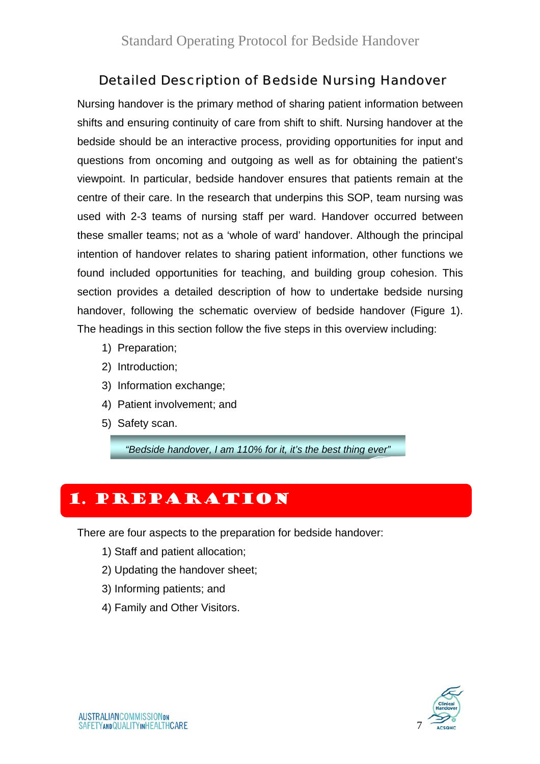## Detailed Description of Bedside Nursing Handover

Nursing handover is the primary method of sharing patient information between shifts and ensuring continuity of care from shift to shift. Nursing handover at the bedside should be an interactive process, providing opportunities for input and questions from oncoming and outgoing as well as for obtaining the patient's viewpoint. In particular, bedside handover ensures that patients remain at the centre of their care. In the research that underpins this SOP, team nursing was used with 2-3 teams of nursing staff per ward. Handover occurred between these smaller teams; not as a 'whole of ward' handover. Although the principal intention of handover relates to sharing patient information, other functions we found included opportunities for teaching, and building group cohesion. This section provides a detailed description of how to undertake bedside nursing handover, following the schematic overview of bedside handover (Figure 1). The headings in this section follow the five steps in this overview including:

1) Preparation;
2) Introduction;
3) Information exchange;
4) Patient involvement; and
5) Safety scan.

> *"Bedside handover, I am 110% for it, it's the best thing ever"*

# 1. Preparation

There are four aspects to the preparation for bedside handover:

1) Staff and patient allocation;
2) Updating the handover sheet;
3) Informing patients; and
4) Family and Other Visitors.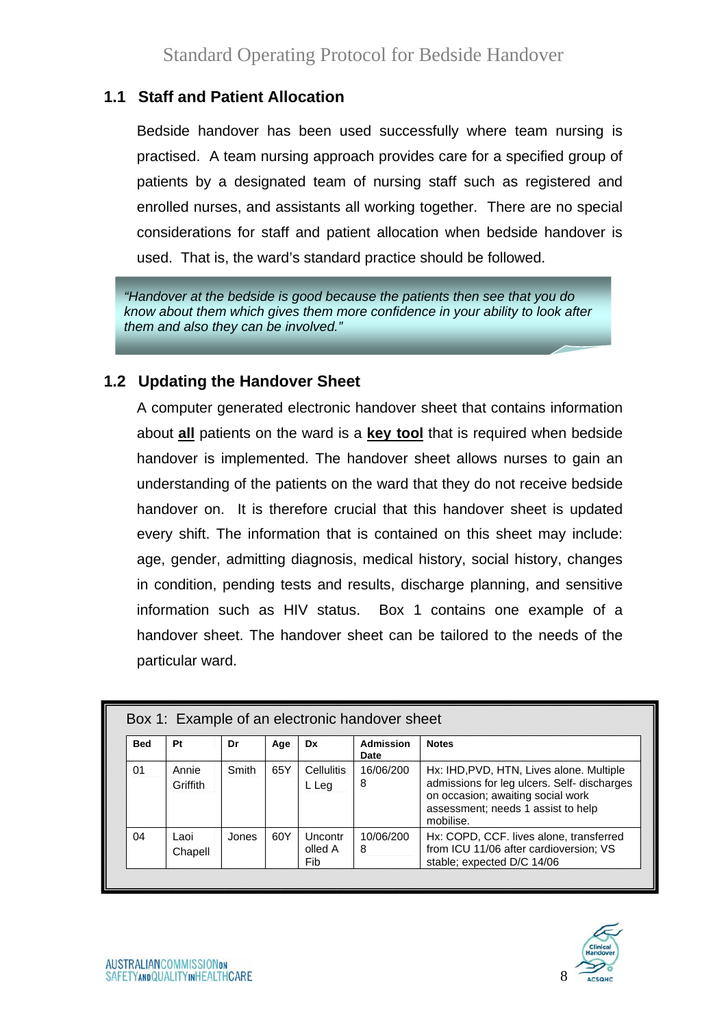## 1.1 Staff and Patient Allocation

Bedside handover has been used successfully where team nursing is practised. A team nursing approach provides care for a specified group of patients by a designated team of nursing staff such as registered and enrolled nurses, and assistants all working together. There are no special considerations for staff and patient allocation when bedside handover is used. That is, the ward's standard practice should be followed.

> *"Handover at the bedside is good because the patients then see that you do know about them which gives them more confidence in your ability to look after them and also they can be involved."*

## 1.2 Updating the Handover Sheet

A computer generated electronic handover sheet that contains information about **all** patients on the ward is a **key tool** that is required when bedside handover is implemented. The handover sheet allows nurses to gain an understanding of the patients on the ward that they do not receive bedside handover on. It is therefore crucial that this handover sheet is updated every shift. The information that is contained on this sheet may include: age, gender, admitting diagnosis, medical history, social history, changes in condition, pending tests and results, discharge planning, and sensitive information such as HIV status. Box 1 contains one example of a handover sheet. The handover sheet can be tailored to the needs of the particular ward.

Box 1: Example of an electronic handover sheet

| Bed | Pt | Dr | Age | Dx | Admission Date | Notes |
|---|---|---|---|---|---|---|
| 01 | Annie Griffith | Smith | 65Y | Cellulitis L Leg | 16/06/2008 | Hx: IHD,PVD, HTN, Lives alone. Multiple admissions for leg ulcers. Self- discharges on occasion; awaiting social work assessment; needs 1 assist to help mobilise. |
| 04 | Laoi Chapell | Jones | 60Y | Uncontrolled A Fib | 10/06/2008 | Hx: COPD, CCF. lives alone, transferred from ICU 11/06 after cardioversion; VS stable; expected D/C 14/06 |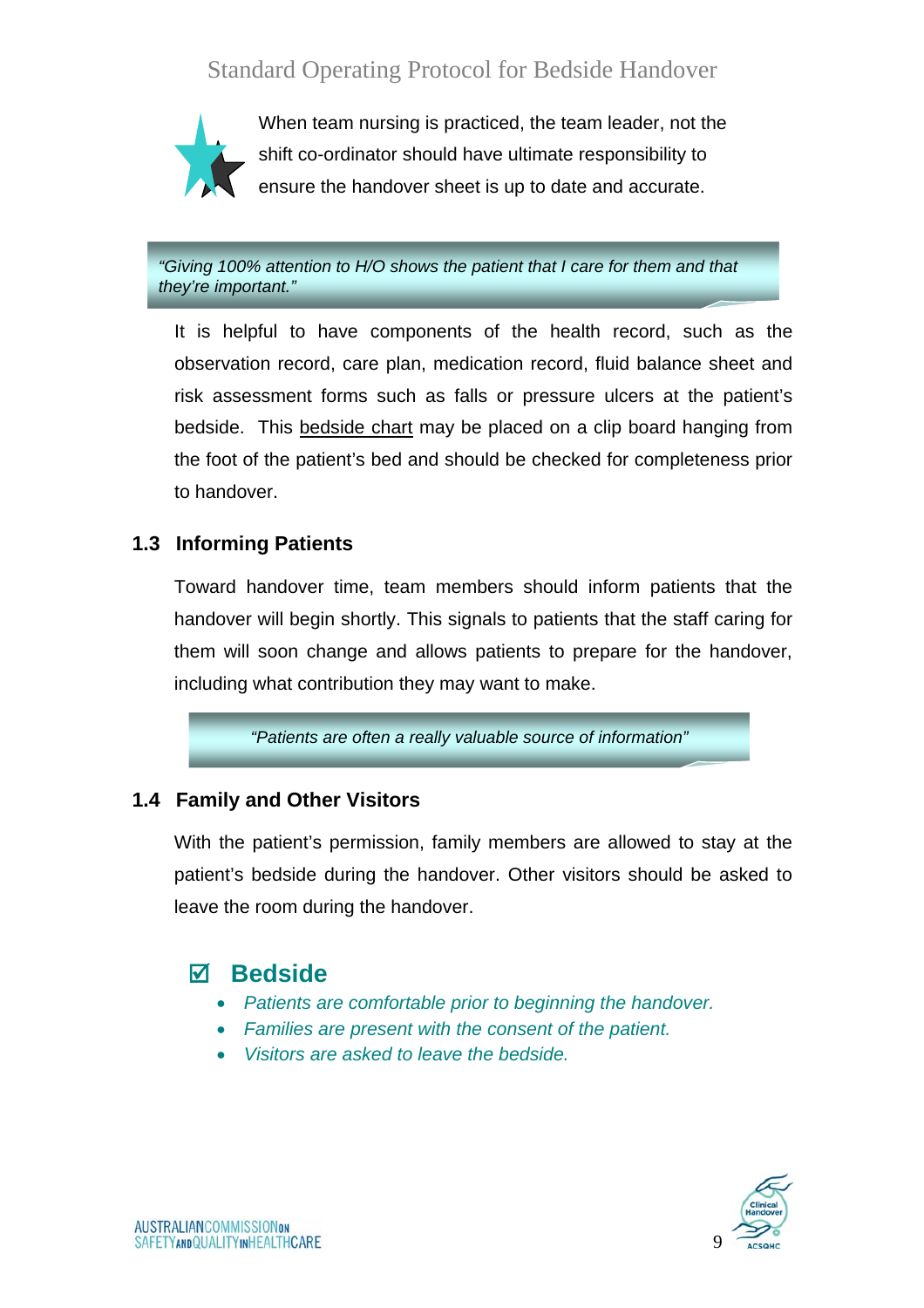When team nursing is practiced, the team leader, not the shift co-ordinator should have ultimate responsibility to ensure the handover sheet is up to date and accurate.

> *"Giving 100% attention to H/O shows the patient that I care for them and that they're important."*

It is helpful to have components of the health record, such as the observation record, care plan, medication record, fluid balance sheet and risk assessment forms such as falls or pressure ulcers at the patient's bedside. This <u>bedside chart</u> may be placed on a clip board hanging from the foot of the patient's bed and should be checked for completeness prior to handover.

### 1.3 Informing Patients

Toward handover time, team members should inform patients that the handover will begin shortly. This signals to patients that the staff caring for them will soon change and allows patients to prepare for the handover, including what contribution they may want to make.

> *"Patients are often a really valuable source of information"*

### 1.4 Family and Other Visitors

With the patient's permission, family members are allowed to stay at the patient's bedside during the handover. Other visitors should be asked to leave the room during the handover.

## ☑ Bedside

- *Patients are comfortable prior to beginning the handover.*
- *Families are present with the consent of the patient.*
- *Visitors are asked to leave the bedside.*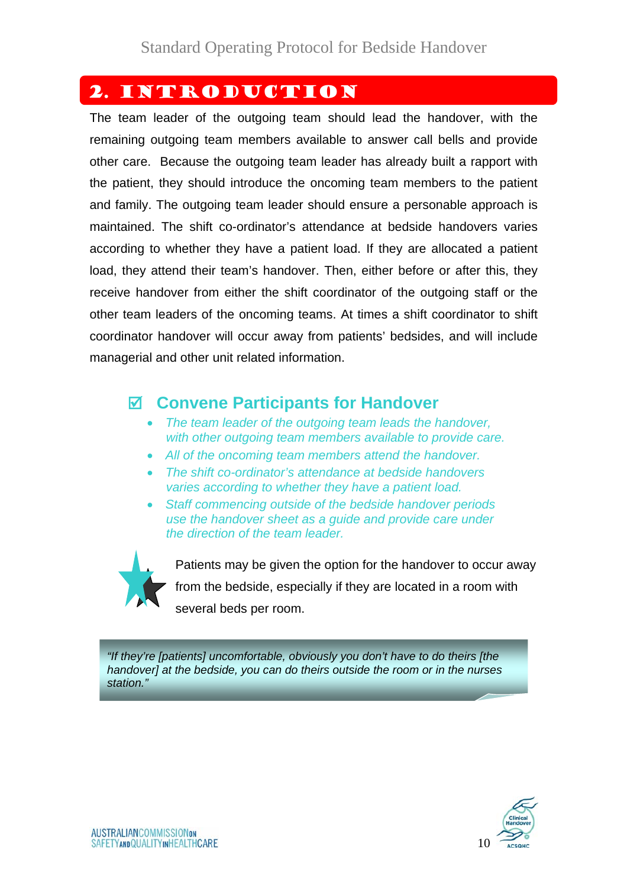# 2. Introduction

The team leader of the outgoing team should lead the handover, with the remaining outgoing team members available to answer call bells and provide other care. Because the outgoing team leader has already built a rapport with the patient, they should introduce the oncoming team members to the patient and family. The outgoing team leader should ensure a personable approach is maintained. The shift co-ordinator's attendance at bedside handovers varies according to whether they have a patient load. If they are allocated a patient load, they attend their team's handover. Then, either before or after this, they receive handover from either the shift coordinator of the outgoing staff or the other team leaders of the oncoming teams. At times a shift coordinator to shift coordinator handover will occur away from patients' bedsides, and will include managerial and other unit related information.

## ☑ Convene Participants for Handover

- *The team leader of the outgoing team leads the handover, with other outgoing team members available to provide care.*
- *All of the oncoming team members attend the handover.*
- *The shift co-ordinator's attendance at bedside handovers varies according to whether they have a patient load.*
- *Staff commencing outside of the bedside handover periods use the handover sheet as a guide and provide care under the direction of the team leader.*

Patients may be given the option for the handover to occur away from the bedside, especially if they are located in a room with several beds per room.

> *"If they're [patients] uncomfortable, obviously you don't have to do theirs [the handover] at the bedside, you can do theirs outside the room or in the nurses station."*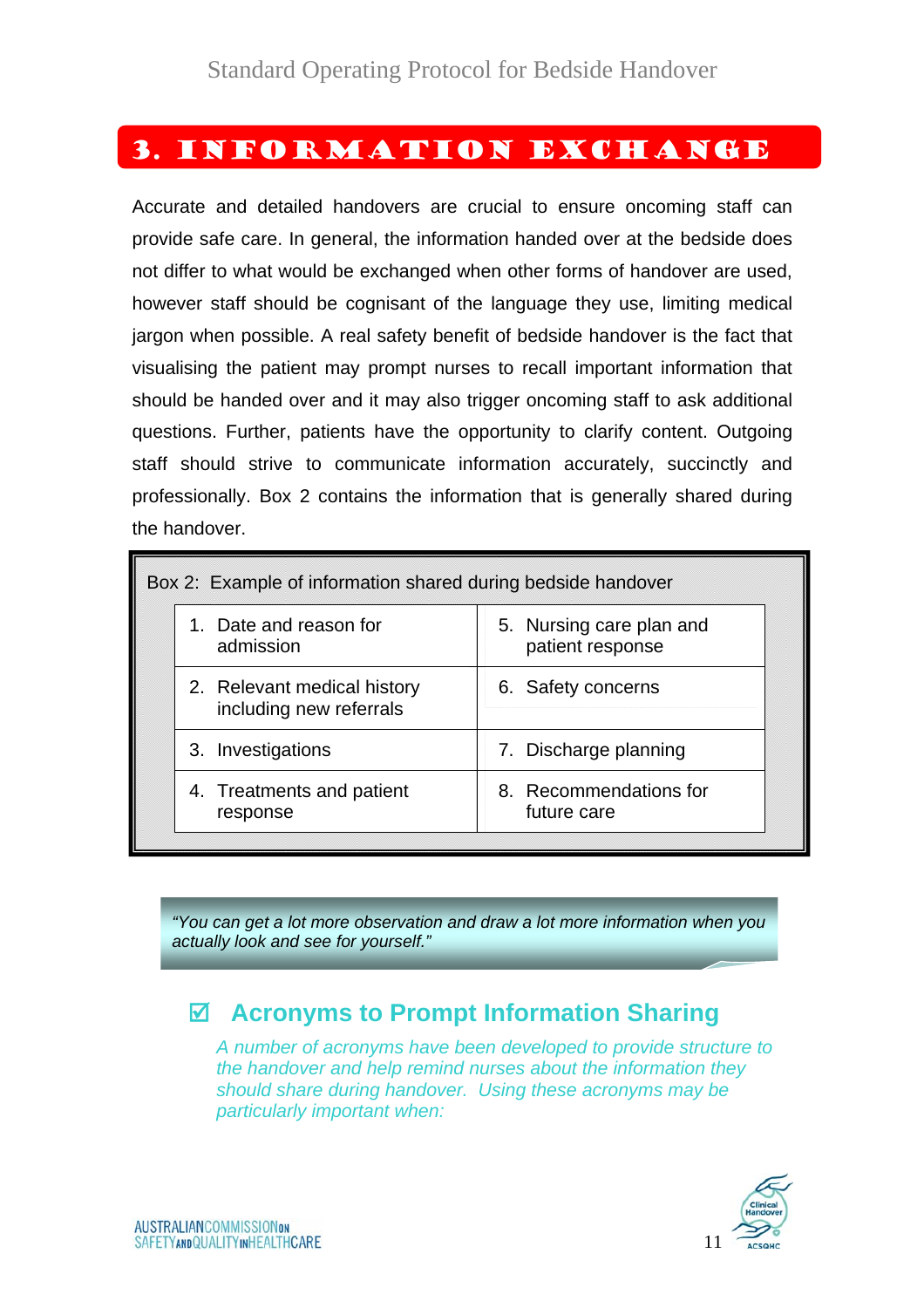# 3. Information Exchange

Accurate and detailed handovers are crucial to ensure oncoming staff can provide safe care. In general, the information handed over at the bedside does not differ to what would be exchanged when other forms of handover are used, however staff should be cognisant of the language they use, limiting medical jargon when possible. A real safety benefit of bedside handover is the fact that visualising the patient may prompt nurses to recall important information that should be handed over and it may also trigger oncoming staff to ask additional questions. Further, patients have the opportunity to clarify content. Outgoing staff should strive to communicate information accurately, succinctly and professionally. Box 2 contains the information that is generally shared during the handover.

Box 2: Example of information shared during bedside handover

| | |
|---|---|
| 1. Date and reason for admission | 5. Nursing care plan and patient response |
| 2. Relevant medical history including new referrals | 6. Safety concerns |
| 3. Investigations | 7. Discharge planning |
| 4. Treatments and patient response | 8. Recommendations for future care |

*"You can get a lot more observation and draw a lot more information when you actually look and see for yourself."*

## ☑ Acronyms to Prompt Information Sharing

*A number of acronyms have been developed to provide structure to the handover and help remind nurses about the information they should share during handover. Using these acronyms may be particularly important when:*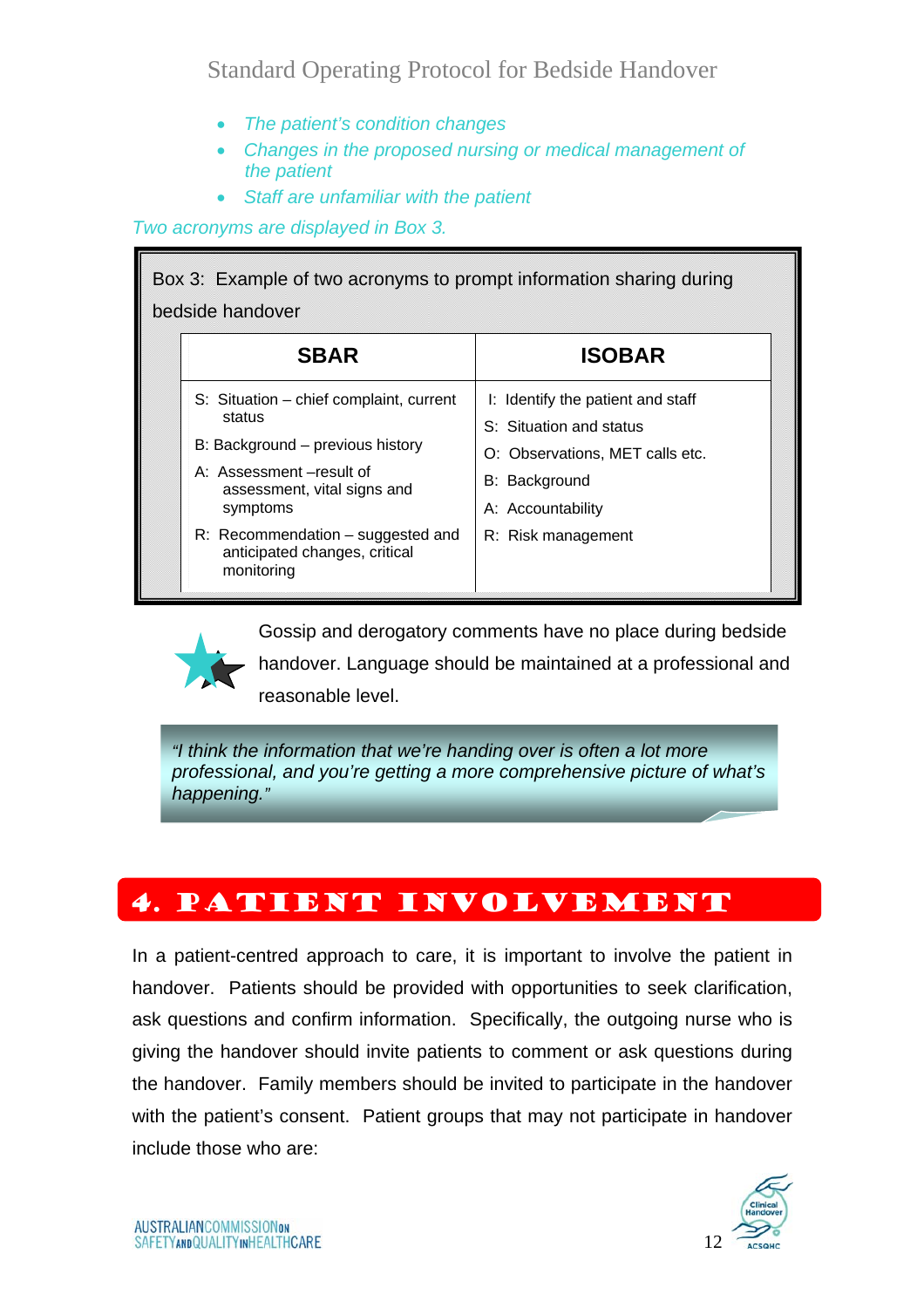- *The patient's condition changes*
- *Changes in the proposed nursing or medical management of the patient*
- *Staff are unfamiliar with the patient*

*Two acronyms are displayed in Box 3.*

Box 3: Example of two acronyms to prompt information sharing during bedside handover

| SBAR | ISOBAR |
|---|---|
| S: Situation – chief complaint, current status<br>B: Background – previous history<br>A: Assessment –result of assessment, vital signs and symptoms<br>R: Recommendation – suggested and anticipated changes, critical monitoring | I: Identify the patient and staff<br>S: Situation and status<br>O: Observations, MET calls etc.<br>B: Background<br>A: Accountability<br>R: Risk management |

Gossip and derogatory comments have no place during bedside handover. Language should be maintained at a professional and reasonable level.

> *"I think the information that we're handing over is often a lot more professional, and you're getting a more comprehensive picture of what's happening."*

## 4. PATIENT INVOLVEMENT

In a patient-centred approach to care, it is important to involve the patient in handover. Patients should be provided with opportunities to seek clarification, ask questions and confirm information. Specifically, the outgoing nurse who is giving the handover should invite patients to comment or ask questions during the handover. Family members should be invited to participate in the handover with the patient's consent. Patient groups that may not participate in handover include those who are: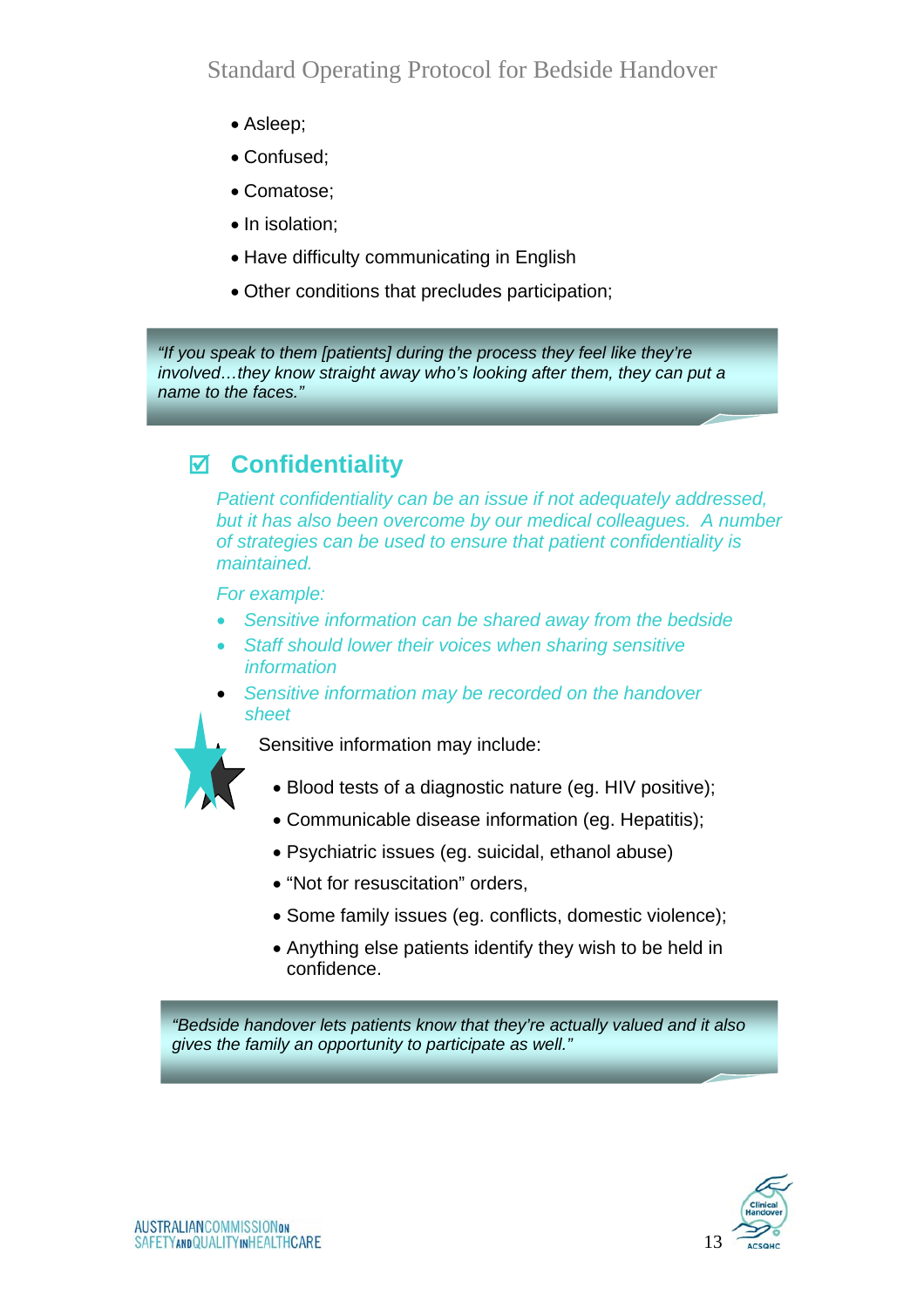- Asleep;
- Confused;
- Comatose;
- In isolation;
- Have difficulty communicating in English
- Other conditions that precludes participation;

> *"If you speak to them [patients] during the process they feel like they're involved…they know straight away who's looking after them, they can put a name to the faces."*

## ☑ Confidentiality

*Patient confidentiality can be an issue if not adequately addressed, but it has also been overcome by our medical colleagues. A number of strategies can be used to ensure that patient confidentiality is maintained.*

*For example:*

- *Sensitive information can be shared away from the bedside*
- *Staff should lower their voices when sharing sensitive information*
- *Sensitive information may be recorded on the handover sheet*

Sensitive information may include:

- Blood tests of a diagnostic nature (eg. HIV positive);
- Communicable disease information (eg. Hepatitis);
- Psychiatric issues (eg. suicidal, ethanol abuse)
- "Not for resuscitation" orders,
- Some family issues (eg. conflicts, domestic violence);
- Anything else patients identify they wish to be held in confidence.

> *"Bedside handover lets patients know that they're actually valued and it also gives the family an opportunity to participate as well."*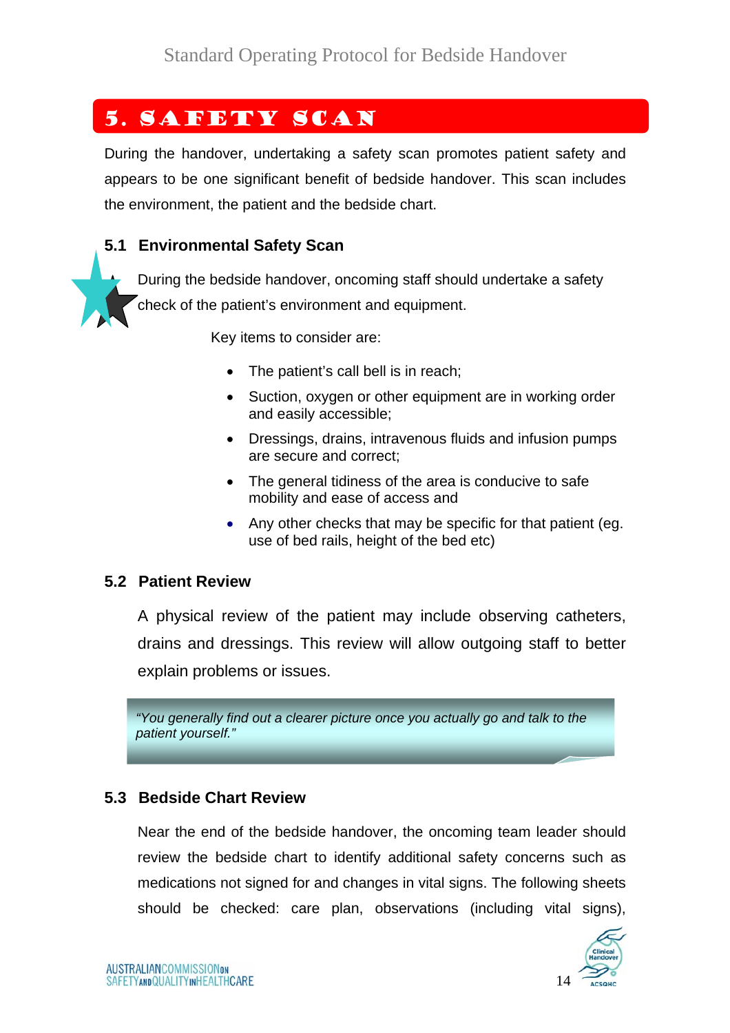# 5. Safety Scan

During the handover, undertaking a safety scan promotes patient safety and appears to be one significant benefit of bedside handover. This scan includes the environment, the patient and the bedside chart.

## 5.1 Environmental Safety Scan

During the bedside handover, oncoming staff should undertake a safety check of the patient's environment and equipment.

Key items to consider are:

- The patient's call bell is in reach;
- Suction, oxygen or other equipment are in working order and easily accessible;
- Dressings, drains, intravenous fluids and infusion pumps are secure and correct;
- The general tidiness of the area is conducive to safe mobility and ease of access and
- Any other checks that may be specific for that patient (eg. use of bed rails, height of the bed etc)

## 5.2 Patient Review

A physical review of the patient may include observing catheters, drains and dressings. This review will allow outgoing staff to better explain problems or issues.

> *"You generally find out a clearer picture once you actually go and talk to the patient yourself."*

## 5.3 Bedside Chart Review

Near the end of the bedside handover, the oncoming team leader should review the bedside chart to identify additional safety concerns such as medications not signed for and changes in vital signs. The following sheets should be checked: care plan, observations (including vital signs),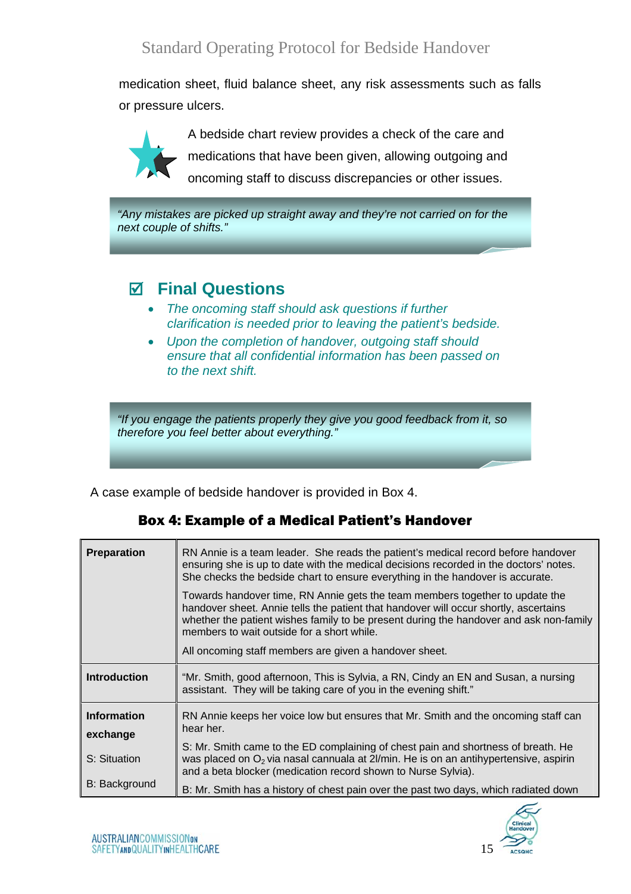medication sheet, fluid balance sheet, any risk assessments such as falls or pressure ulcers.

A bedside chart review provides a check of the care and medications that have been given, allowing outgoing and oncoming staff to discuss discrepancies or other issues.

> *"Any mistakes are picked up straight away and they're not carried on for the next couple of shifts."*

## ☑ Final Questions

- *The oncoming staff should ask questions if further clarification is needed prior to leaving the patient's bedside.*
- *Upon the completion of handover, outgoing staff should ensure that all confidential information has been passed on to the next shift.*

> *"If you engage the patients properly they give you good feedback from it, so therefore you feel better about everything."*

A case example of bedside handover is provided in Box 4.

### Box 4: Example of a Medical Patient's Handover

| | |
|---|---|
| **Preparation** | RN Annie is a team leader. She reads the patient's medical record before handover ensuring she is up to date with the medical decisions recorded in the doctors' notes. She checks the bedside chart to ensure everything in the handover is accurate.<br><br>Towards handover time, RN Annie gets the team members together to update the handover sheet. Annie tells the patient that handover will occur shortly, ascertains whether the patient wishes family to be present during the handover and ask non-family members to wait outside for a short while.<br><br>All oncoming staff members are given a handover sheet. |
| **Introduction** | "Mr. Smith, good afternoon, This is Sylvia, a RN, Cindy an EN and Susan, a nursing assistant. They will be taking care of you in the evening shift." |
| **Information exchange**<br><br>S: Situation<br><br>B: Background | RN Annie keeps her voice low but ensures that Mr. Smith and the oncoming staff can hear her.<br><br>S: Mr. Smith came to the ED complaining of chest pain and shortness of breath. He was placed on $O_2$ via nasal cannuala at 2l/min. He is on an antihypertensive, aspirin and a beta blocker (medication record shown to Nurse Sylvia).<br><br>B: Mr. Smith has a history of chest pain over the past two days, which radiated down |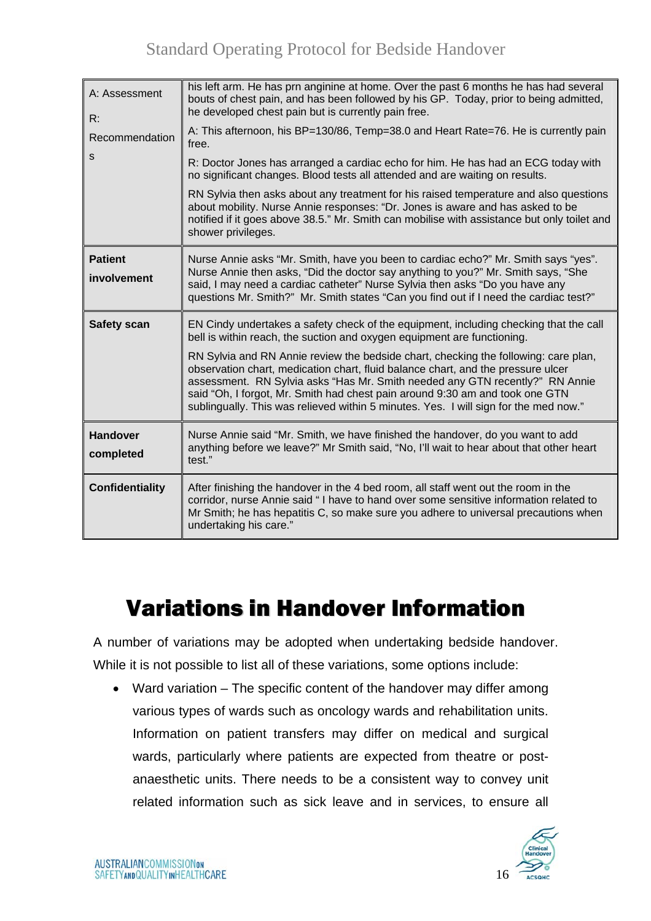| A: Assessment<br><br>R: Recommendations | his left arm. He has prn anginine at home. Over the past 6 months he has had several bouts of chest pain, and has been followed by his GP. Today, prior to being admitted, he developed chest pain but is currently pain free.<br><br>A: This afternoon, his BP=130/86, Temp=38.0 and Heart Rate=76. He is currently pain free.<br><br>R: Doctor Jones has arranged a cardiac echo for him. He has had an ECG today with no significant changes. Blood tests all attended and are waiting on results.<br><br>RN Sylvia then asks about any treatment for his raised temperature and also questions about mobility. Nurse Annie responses: "Dr. Jones is aware and has asked to be notified if it goes above 38.5." Mr. Smith can mobilise with assistance but only toilet and shower privileges. |
|---|---|
| **Patient involvement** | Nurse Annie asks "Mr. Smith, have you been to cardiac echo?" Mr. Smith says "yes". Nurse Annie then asks, "Did the doctor say anything to you?" Mr. Smith says, "She said, I may need a cardiac catheter" Nurse Sylvia then asks "Do you have any questions Mr. Smith?" Mr. Smith states "Can you find out if I need the cardiac test?" |
| **Safety scan** | EN Cindy undertakes a safety check of the equipment, including checking that the call bell is within reach, the suction and oxygen equipment are functioning.<br><br>RN Sylvia and RN Annie review the bedside chart, checking the following: care plan, observation chart, medication chart, fluid balance chart, and the pressure ulcer assessment. RN Sylvia asks "Has Mr. Smith needed any GTN recently?" RN Annie said "Oh, I forgot, Mr. Smith had chest pain around 9:30 am and took one GTN sublingually. This was relieved within 5 minutes. Yes. I will sign for the med now." |
| **Handover completed** | Nurse Annie said "Mr. Smith, we have finished the handover, do you want to add anything before we leave?" Mr Smith said, "No, I'll wait to hear about that other heart test." |
| **Confidentiality** | After finishing the handover in the 4 bed room, all staff went out the room in the corridor, nurse Annie said " I have to hand over some sensitive information related to Mr Smith; he has hepatitis C, so make sure you adhere to universal precautions when undertaking his care." |

# Variations in Handover Information

A number of variations may be adopted when undertaking bedside handover. While it is not possible to list all of these variations, some options include:

- Ward variation – The specific content of the handover may differ among various types of wards such as oncology wards and rehabilitation units. Information on patient transfers may differ on medical and surgical wards, particularly where patients are expected from theatre or post-anaesthetic units. There needs to be a consistent way to convey unit related information such as sick leave and in services, to ensure all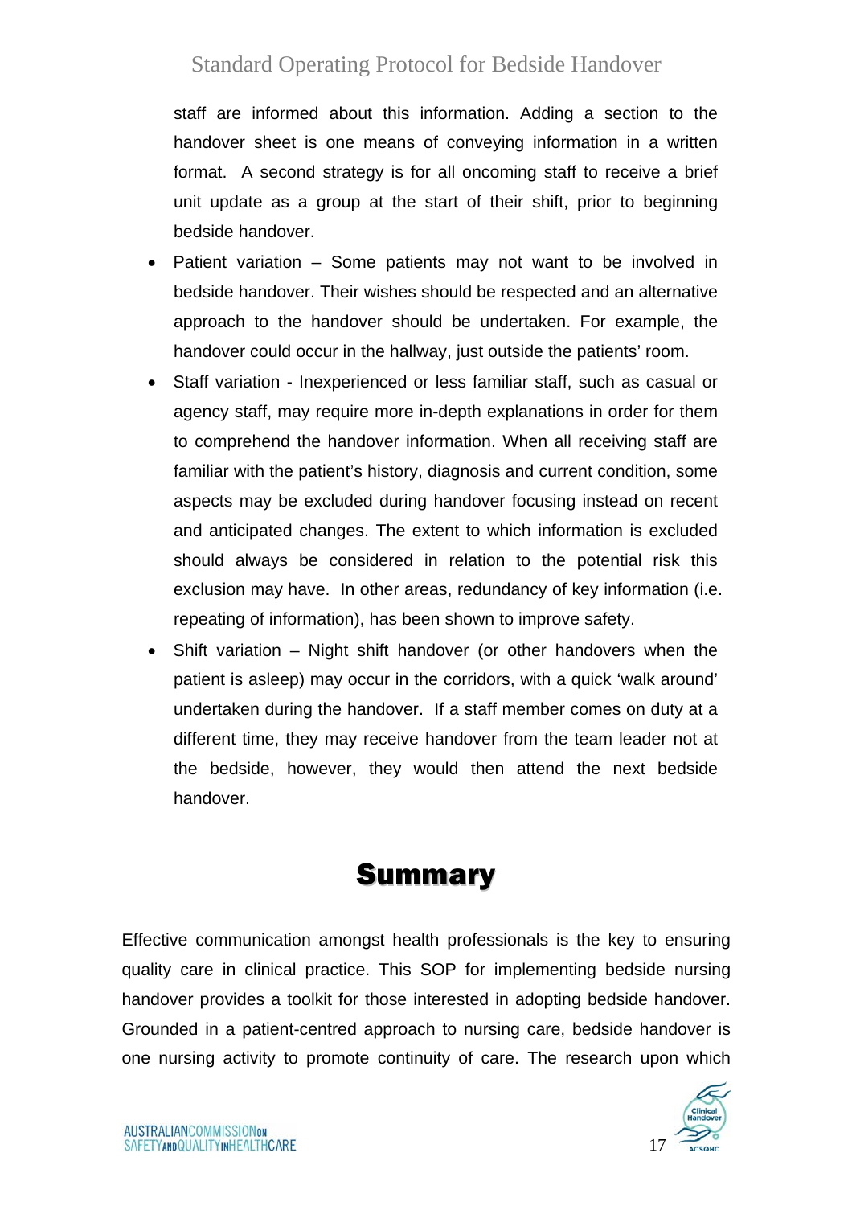staff are informed about this information. Adding a section to the handover sheet is one means of conveying information in a written format. A second strategy is for all oncoming staff to receive a brief unit update as a group at the start of their shift, prior to beginning bedside handover.

- Patient variation – Some patients may not want to be involved in bedside handover. Their wishes should be respected and an alternative approach to the handover should be undertaken. For example, the handover could occur in the hallway, just outside the patients' room.
- Staff variation - Inexperienced or less familiar staff, such as casual or agency staff, may require more in-depth explanations in order for them to comprehend the handover information. When all receiving staff are familiar with the patient's history, diagnosis and current condition, some aspects may be excluded during handover focusing instead on recent and anticipated changes. The extent to which information is excluded should always be considered in relation to the potential risk this exclusion may have. In other areas, redundancy of key information (i.e. repeating of information), has been shown to improve safety.
- Shift variation – Night shift handover (or other handovers when the patient is asleep) may occur in the corridors, with a quick 'walk around' undertaken during the handover. If a staff member comes on duty at a different time, they may receive handover from the team leader not at the bedside, however, they would then attend the next bedside handover.

# Summary

Effective communication amongst health professionals is the key to ensuring quality care in clinical practice. This SOP for implementing bedside nursing handover provides a toolkit for those interested in adopting bedside handover. Grounded in a patient-centred approach to nursing care, bedside handover is one nursing activity to promote continuity of care. The research upon which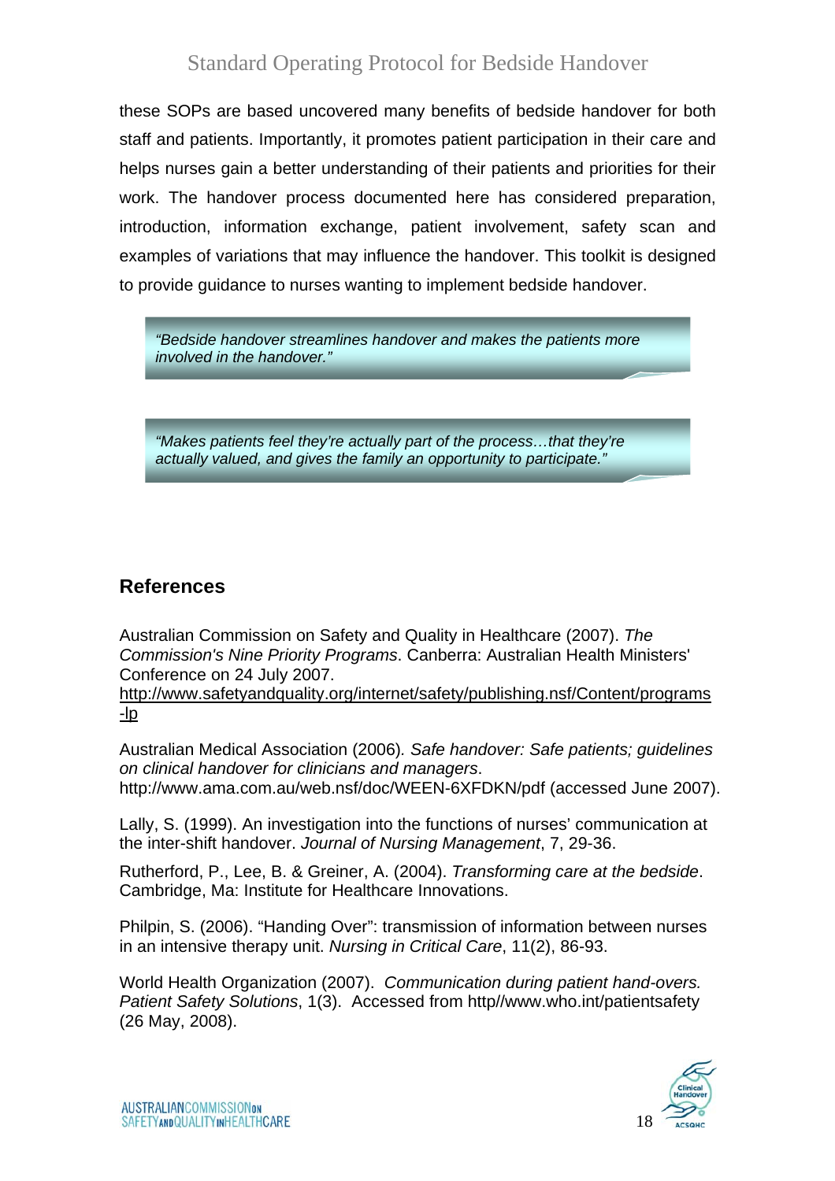these SOPs are based uncovered many benefits of bedside handover for both staff and patients. Importantly, it promotes patient participation in their care and helps nurses gain a better understanding of their patients and priorities for their work. The handover process documented here has considered preparation, introduction, information exchange, patient involvement, safety scan and examples of variations that may influence the handover. This toolkit is designed to provide guidance to nurses wanting to implement bedside handover.

> *"Bedside handover streamlines handover and makes the patients more involved in the handover."*

> *"Makes patients feel they're actually part of the process…that they're actually valued, and gives the family an opportunity to participate."*

## References

Australian Commission on Safety and Quality in Healthcare (2007). *The Commission's Nine Priority Programs*. Canberra: Australian Health Ministers' Conference on 24 July 2007. http://www.safetyandquality.org/internet/safety/publishing.nsf/Content/programs-lp

Australian Medical Association (2006). *Safe handover: Safe patients; guidelines on clinical handover for clinicians and managers*. http://www.ama.com.au/web.nsf/doc/WEEN-6XFDKN/pdf (accessed June 2007).

Lally, S. (1999). An investigation into the functions of nurses' communication at the inter-shift handover. *Journal of Nursing Management*, 7, 29-36.

Rutherford, P., Lee, B. & Greiner, A. (2004). *Transforming care at the bedside*. Cambridge, Ma: Institute for Healthcare Innovations.

Philpin, S. (2006). "Handing Over": transmission of information between nurses in an intensive therapy unit. *Nursing in Critical Care*, 11(2), 86-93.

World Health Organization (2007). *Communication during patient hand-overs. Patient Safety Solutions*, 1(3). Accessed from http//www.who.int/patientsafety (26 May, 2008).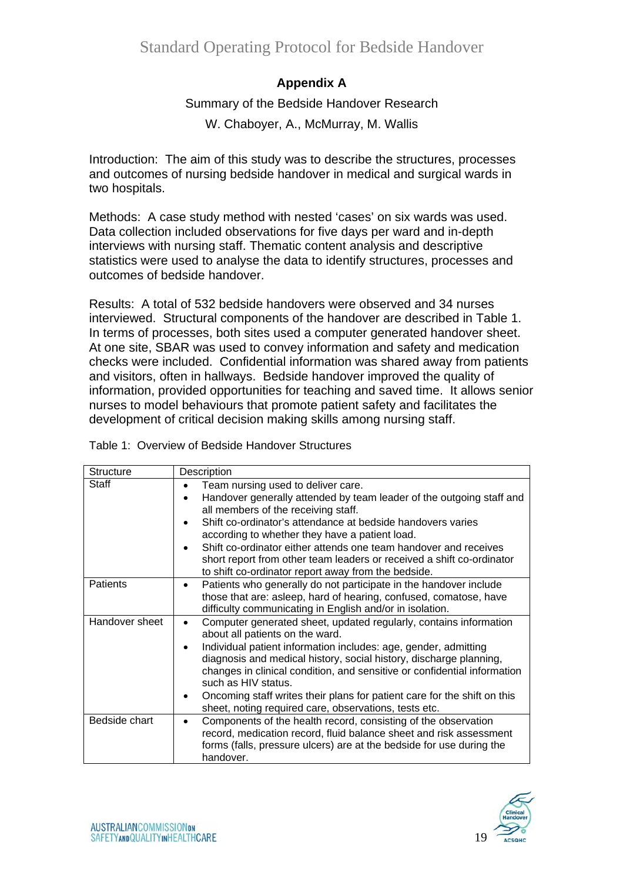## Appendix A

Summary of the Bedside Handover Research

W. Chaboyer, A., McMurray, M. Wallis

Introduction: The aim of this study was to describe the structures, processes and outcomes of nursing bedside handover in medical and surgical wards in two hospitals.

Methods: A case study method with nested 'cases' on six wards was used. Data collection included observations for five days per ward and in-depth interviews with nursing staff. Thematic content analysis and descriptive statistics were used to analyse the data to identify structures, processes and outcomes of bedside handover.

Results: A total of 532 bedside handovers were observed and 34 nurses interviewed. Structural components of the handover are described in Table 1. In terms of processes, both sites used a computer generated handover sheet. At one site, SBAR was used to convey information and safety and medication checks were included. Confidential information was shared away from patients and visitors, often in hallways. Bedside handover improved the quality of information, provided opportunities for teaching and saved time. It allows senior nurses to model behaviours that promote patient safety and facilitates the development of critical decision making skills among nursing staff.

Table 1: Overview of Bedside Handover Structures

| Structure | Description |
|---|---|
| Staff | • Team nursing used to deliver care.<br>• Handover generally attended by team leader of the outgoing staff and all members of the receiving staff.<br>• Shift co-ordinator's attendance at bedside handovers varies according to whether they have a patient load.<br>• Shift co-ordinator either attends one team handover and receives short report from other team leaders or received a shift co-ordinator to shift co-ordinator report away from the bedside. |
| Patients | • Patients who generally do not participate in the handover include those that are: asleep, hard of hearing, confused, comatose, have difficulty communicating in English and/or in isolation. |
| Handover sheet | • Computer generated sheet, updated regularly, contains information about all patients on the ward.<br>• Individual patient information includes: age, gender, admitting diagnosis and medical history, social history, discharge planning, changes in clinical condition, and sensitive or confidential information such as HIV status.<br>• Oncoming staff writes their plans for patient care for the shift on this sheet, noting required care, observations, tests etc. |
| Bedside chart | • Components of the health record, consisting of the observation record, medication record, fluid balance sheet and risk assessment forms (falls, pressure ulcers) are at the bedside for use during the handover. |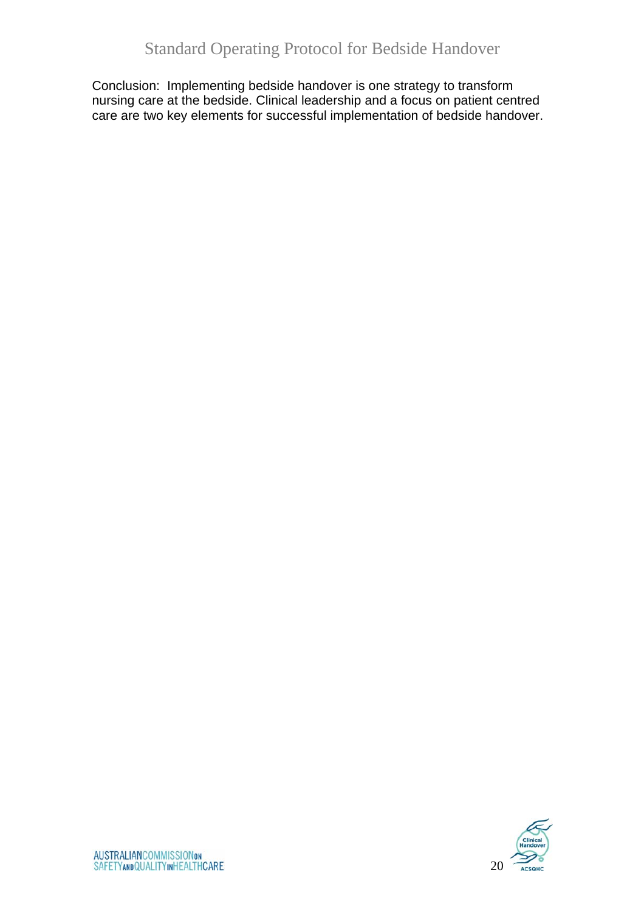Conclusion: Implementing bedside handover is one strategy to transform nursing care at the bedside. Clinical leadership and a focus on patient centred care are two key elements for successful implementation of bedside handover.